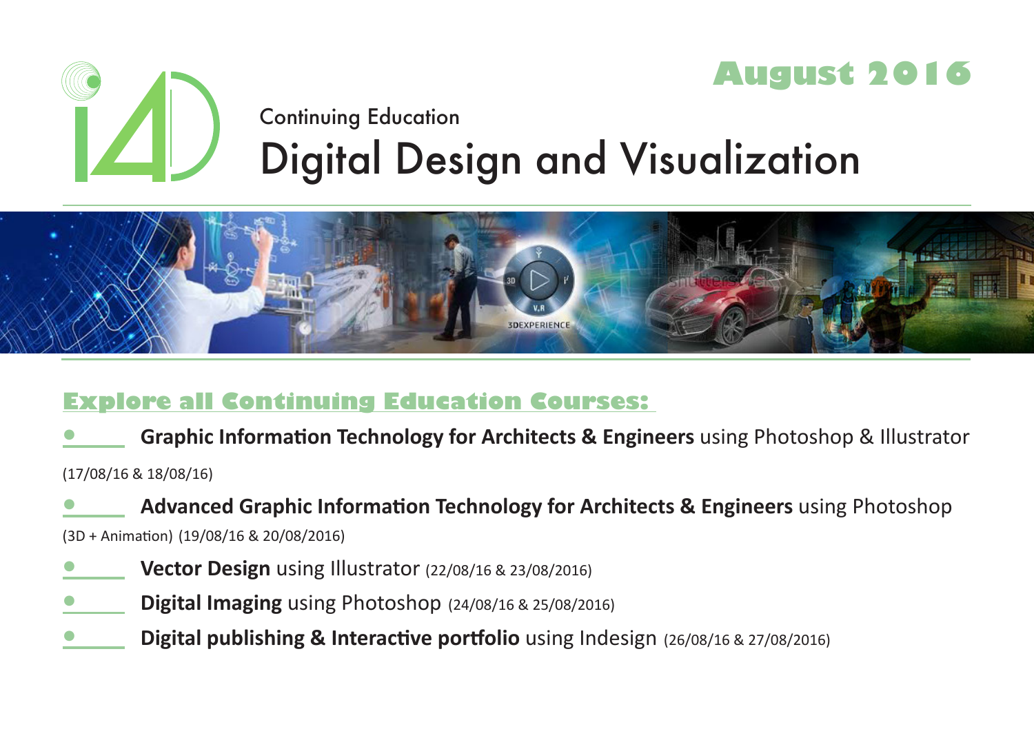August 2016

Continuing Education

# Digital Design and Visualization

## Explore all Continuing Education Courses:

- **Graphic Information Technology for Architects & Engineers** using Photoshop & Illustrator (17/08/16 & 18/08/16)
- **Advanced Graphic Information Technology for Architects & Engineers** using Photoshop (3D + Animation) (19/08/16 & 20/08/2016)
- **Vector Design** using Illustrator (22/08/16 & 23/08/2016)
- **Digital Imaging** using Photoshop (24/08/16 & 25/08/2016)
- **Digital publishing & Interactive portfolio** using Indesign (26/08/16 & 27/08/2016)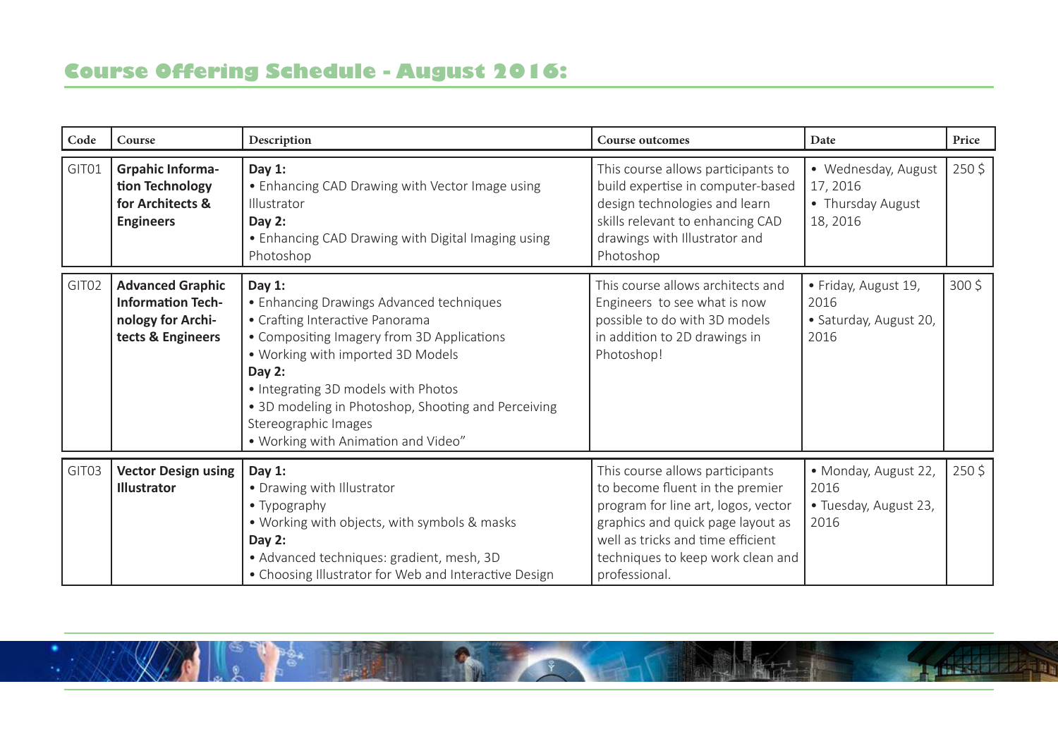## Course Offering Schedule - August 2016:

| Code | Course | Description | Course outcomes | Date | Price |
|---|---|---|---|---|---|
| GIT01 | **Grpahic Information Technology for Architects & Engineers** | **Day 1:**<br>• Enhancing CAD Drawing with Vector Image using Illustrator<br>**Day 2:**<br>• Enhancing CAD Drawing with Digital Imaging using Photoshop | This course allows participants to build expertise in computer-based design technologies and learn skills relevant to enhancing CAD drawings with Illustrator and Photoshop | • Wednesday, August 17, 2016<br>• Thursday August 18, 2016 | 250 $ |
| GIT02 | **Advanced Graphic Information Technology for Architects & Engineers** | **Day 1:**<br>• Enhancing Drawings Advanced techniques<br>• Crafting Interactive Panorama<br>• Compositing Imagery from 3D Applications<br>• Working with imported 3D Models<br>**Day 2:**<br>• Integrating 3D models with Photos<br>• 3D modeling in Photoshop, Shooting and Perceiving Stereographic Images<br>• Working with Animation and Video" | This course allows architects and Engineers to see what is now possible to do with 3D models in addition to 2D drawings in Photoshop! | • Friday, August 19, 2016<br>• Saturday, August 20, 2016 | 300 $ |
| GIT03 | **Vector Design using Illustrator** | **Day 1:**<br>• Drawing with Illustrator<br>• Typography<br>• Working with objects, with symbols & masks<br>**Day 2:**<br>• Advanced techniques: gradient, mesh, 3D<br>• Choosing Illustrator for Web and Interactive Design | This course allows participants to become fluent in the premier program for line art, logos, vector graphics and quick page layout as well as tricks and time efficient techniques to keep work clean and professional. | • Monday, August 22, 2016<br>• Tuesday, August 23, 2016 | 250 $ |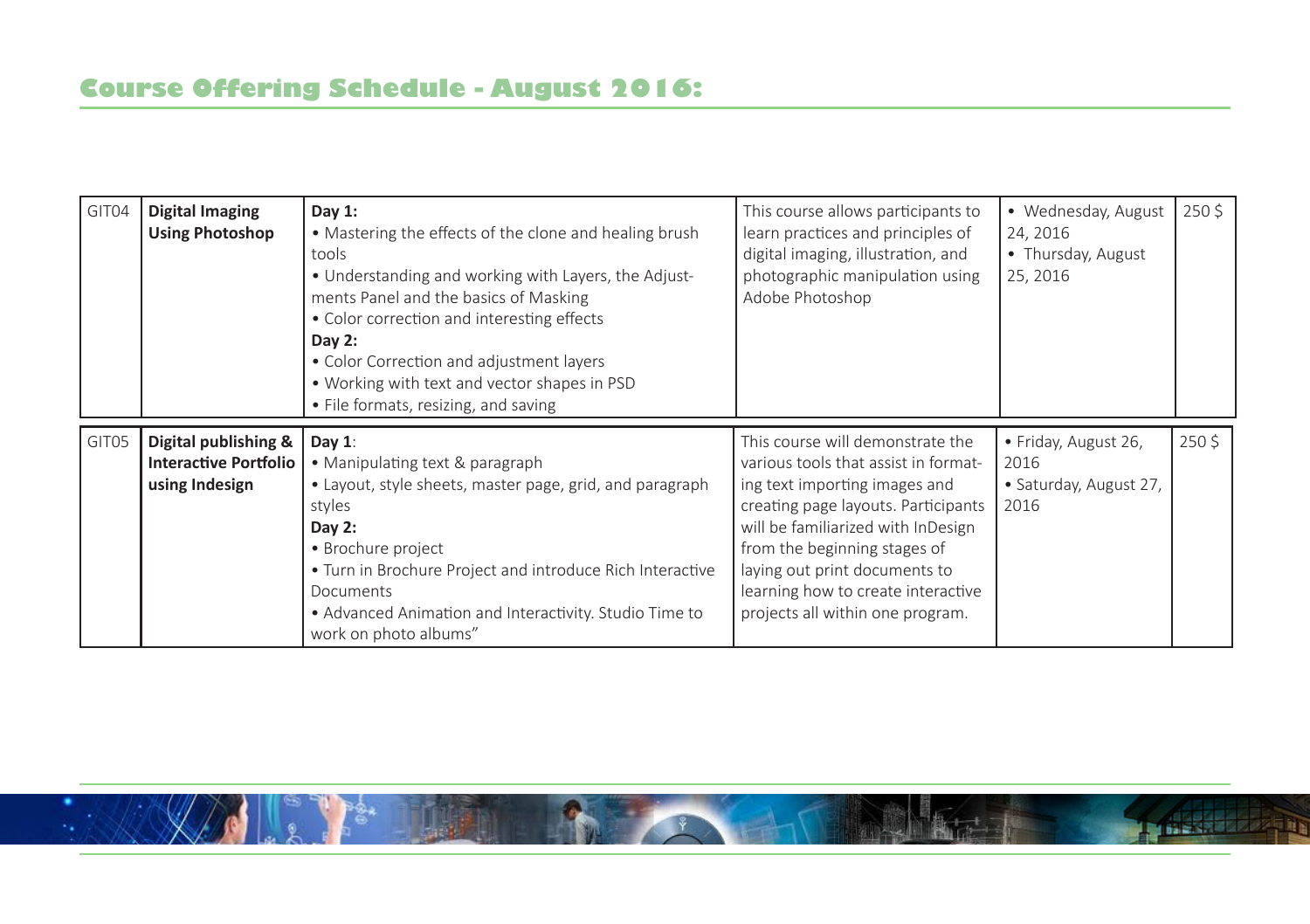## Course Offering Schedule - August 2016:

| | | | | | |
|---|---|---|---|---|---|
| GIT04 | **Digital Imaging Using Photoshop** | **Day 1:**<br>• Mastering the effects of the clone and healing brush tools<br>• Understanding and working with Layers, the Adjustments Panel and the basics of Masking<br>• Color correction and interesting effects<br>**Day 2:**<br>• Color Correction and adjustment layers<br>• Working with text and vector shapes in PSD<br>• File formats, resizing, and saving | This course allows participants to learn practices and principles of digital imaging, illustration, and photographic manipulation using Adobe Photoshop | • Wednesday, August 24, 2016<br>• Thursday, August 25, 2016 | 250 $ |
| GIT05 | **Digital publishing & Interactive Portfolio using Indesign** | **Day 1**:<br>• Manipulating text & paragraph<br>• Layout, style sheets, master page, grid, and paragraph styles<br>**Day 2:**<br>• Brochure project<br>• Turn in Brochure Project and introduce Rich Interactive Documents<br>• Advanced Animation and Interactivity. Studio Time to work on photo albums" | This course will demonstrate the various tools that assist in formatting text importing images and creating page layouts. Participants will be familiarized with InDesign from the beginning stages of laying out print documents to learning how to create interactive projects all within one program. | • Friday, August 26, 2016<br>• Saturday, August 27, 2016 | 250 $ |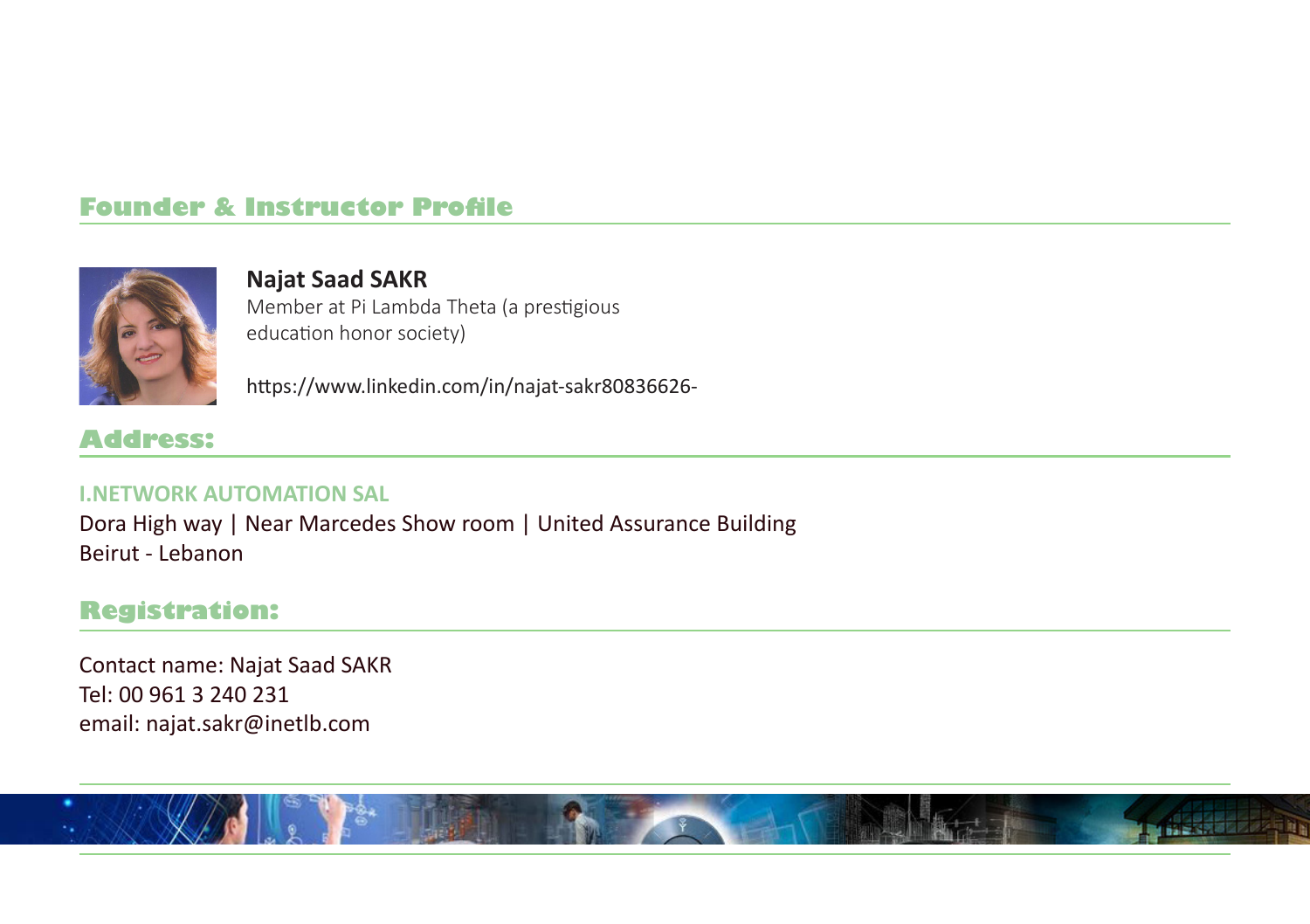## Founder & Instructor Profile

**Najat Saad SAKR**
Member at Pi Lambda Theta (a prestigious education honor society)

https://www.linkedin.com/in/najat-sakr80836626-

## Address:

**I.NETWORK AUTOMATION SAL**
Dora High way | Near Marcedes Show room | United Assurance Building
Beirut - Lebanon

## Registration:

Contact name: Najat Saad SAKR
Tel: 00 961 3 240 231
email: najat.sakr@inetlb.com